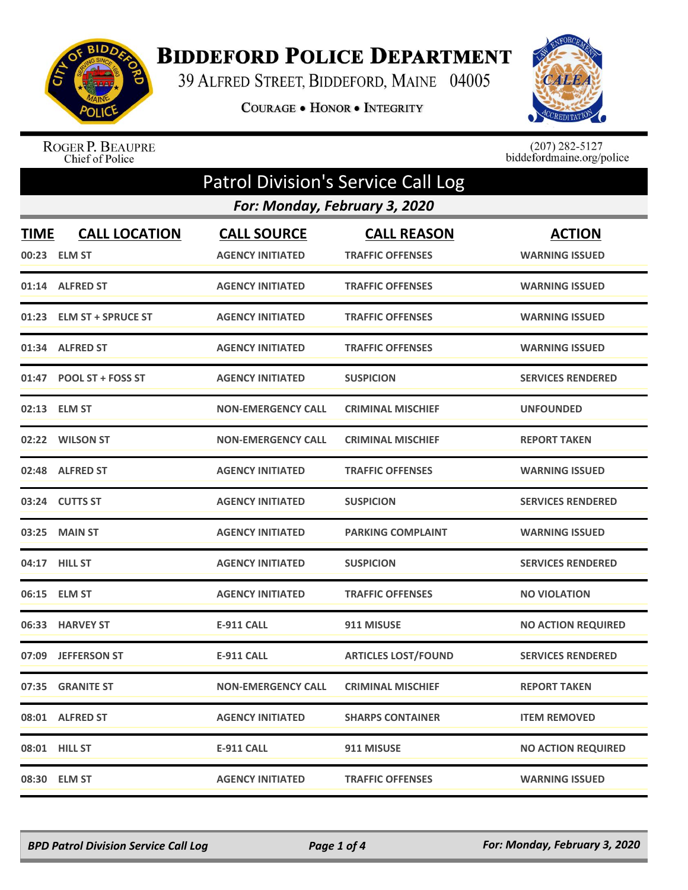# Biddeford Police Department

39 Alfred Street, Biddeford, Maine 04005

Courage • Honor • Integrity

Roger P. Beaupre
Chief of Police

(207) 282-5127
biddefordmaine.org/police

## Patrol Division's Service Call Log

***For: Monday, February 3, 2020***

| TIME | CALL LOCATION | CALL SOURCE | CALL REASON | ACTION |
|---|---|---|---|---|
| 00:23 | ELM ST | AGENCY INITIATED | TRAFFIC OFFENSES | WARNING ISSUED |
| 01:14 | ALFRED ST | AGENCY INITIATED | TRAFFIC OFFENSES | WARNING ISSUED |
| 01:23 | ELM ST + SPRUCE ST | AGENCY INITIATED | TRAFFIC OFFENSES | WARNING ISSUED |
| 01:34 | ALFRED ST | AGENCY INITIATED | TRAFFIC OFFENSES | WARNING ISSUED |
| 01:47 | POOL ST + FOSS ST | AGENCY INITIATED | SUSPICION | SERVICES RENDERED |
| 02:13 | ELM ST | NON-EMERGENCY CALL | CRIMINAL MISCHIEF | UNFOUNDED |
| 02:22 | WILSON ST | NON-EMERGENCY CALL | CRIMINAL MISCHIEF | REPORT TAKEN |
| 02:48 | ALFRED ST | AGENCY INITIATED | TRAFFIC OFFENSES | WARNING ISSUED |
| 03:24 | CUTTS ST | AGENCY INITIATED | SUSPICION | SERVICES RENDERED |
| 03:25 | MAIN ST | AGENCY INITIATED | PARKING COMPLAINT | WARNING ISSUED |
| 04:17 | HILL ST | AGENCY INITIATED | SUSPICION | SERVICES RENDERED |
| 06:15 | ELM ST | AGENCY INITIATED | TRAFFIC OFFENSES | NO VIOLATION |
| 06:33 | HARVEY ST | E-911 CALL | 911 MISUSE | NO ACTION REQUIRED |
| 07:09 | JEFFERSON ST | E-911 CALL | ARTICLES LOST/FOUND | SERVICES RENDERED |
| 07:35 | GRANITE ST | NON-EMERGENCY CALL | CRIMINAL MISCHIEF | REPORT TAKEN |
| 08:01 | ALFRED ST | AGENCY INITIATED | SHARPS CONTAINER | ITEM REMOVED |
| 08:01 | HILL ST | E-911 CALL | 911 MISUSE | NO ACTION REQUIRED |
| 08:30 | ELM ST | AGENCY INITIATED | TRAFFIC OFFENSES | WARNING ISSUED |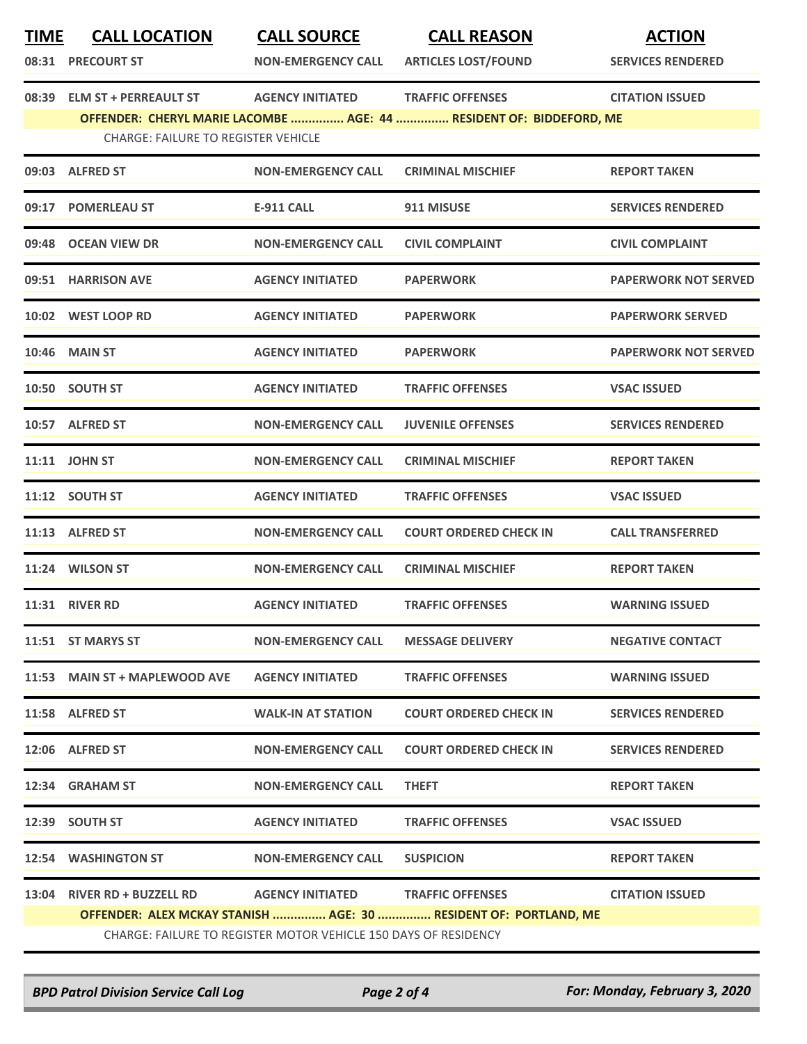| TIME | CALL LOCATION | CALL SOURCE | CALL REASON | ACTION |
|---|---|---|---|---|
| 08:31 | PRECOURT ST | NON-EMERGENCY CALL | ARTICLES LOST/FOUND | SERVICES RENDERED |
| 08:39 | ELM ST + PERREAULT ST | AGENCY INITIATED | TRAFFIC OFFENSES | CITATION ISSUED |
| | OFFENDER: CHERYL MARIE LACOMBE ............... AGE: 44 ............... RESIDENT OF: BIDDEFORD, ME | | | |
| | CHARGE: FAILURE TO REGISTER VEHICLE | | | |
| 09:03 | ALFRED ST | NON-EMERGENCY CALL | CRIMINAL MISCHIEF | REPORT TAKEN |
| 09:17 | POMERLEAU ST | E-911 CALL | 911 MISUSE | SERVICES RENDERED |
| 09:48 | OCEAN VIEW DR | NON-EMERGENCY CALL | CIVIL COMPLAINT | CIVIL COMPLAINT |
| 09:51 | HARRISON AVE | AGENCY INITIATED | PAPERWORK | PAPERWORK NOT SERVED |
| 10:02 | WEST LOOP RD | AGENCY INITIATED | PAPERWORK | PAPERWORK SERVED |
| 10:46 | MAIN ST | AGENCY INITIATED | PAPERWORK | PAPERWORK NOT SERVED |
| 10:50 | SOUTH ST | AGENCY INITIATED | TRAFFIC OFFENSES | VSAC ISSUED |
| 10:57 | ALFRED ST | NON-EMERGENCY CALL | JUVENILE OFFENSES | SERVICES RENDERED |
| 11:11 | JOHN ST | NON-EMERGENCY CALL | CRIMINAL MISCHIEF | REPORT TAKEN |
| 11:12 | SOUTH ST | AGENCY INITIATED | TRAFFIC OFFENSES | VSAC ISSUED |
| 11:13 | ALFRED ST | NON-EMERGENCY CALL | COURT ORDERED CHECK IN | CALL TRANSFERRED |
| 11:24 | WILSON ST | NON-EMERGENCY CALL | CRIMINAL MISCHIEF | REPORT TAKEN |
| 11:31 | RIVER RD | AGENCY INITIATED | TRAFFIC OFFENSES | WARNING ISSUED |
| 11:51 | ST MARYS ST | NON-EMERGENCY CALL | MESSAGE DELIVERY | NEGATIVE CONTACT |
| 11:53 | MAIN ST + MAPLEWOOD AVE | AGENCY INITIATED | TRAFFIC OFFENSES | WARNING ISSUED |
| 11:58 | ALFRED ST | WALK-IN AT STATION | COURT ORDERED CHECK IN | SERVICES RENDERED |
| 12:06 | ALFRED ST | NON-EMERGENCY CALL | COURT ORDERED CHECK IN | SERVICES RENDERED |
| 12:34 | GRAHAM ST | NON-EMERGENCY CALL | THEFT | REPORT TAKEN |
| 12:39 | SOUTH ST | AGENCY INITIATED | TRAFFIC OFFENSES | VSAC ISSUED |
| 12:54 | WASHINGTON ST | NON-EMERGENCY CALL | SUSPICION | REPORT TAKEN |
| 13:04 | RIVER RD + BUZZELL RD | AGENCY INITIATED | TRAFFIC OFFENSES | CITATION ISSUED |
| | OFFENDER: ALEX MCKAY STANISH ............... AGE: 30 ............... RESIDENT OF: PORTLAND, ME | | | |
| | CHARGE: FAILURE TO REGISTER MOTOR VEHICLE 150 DAYS OF RESIDENCY | | | |

*BPD Patrol Division Service Call Log* — *For: Monday, February 3, 2020*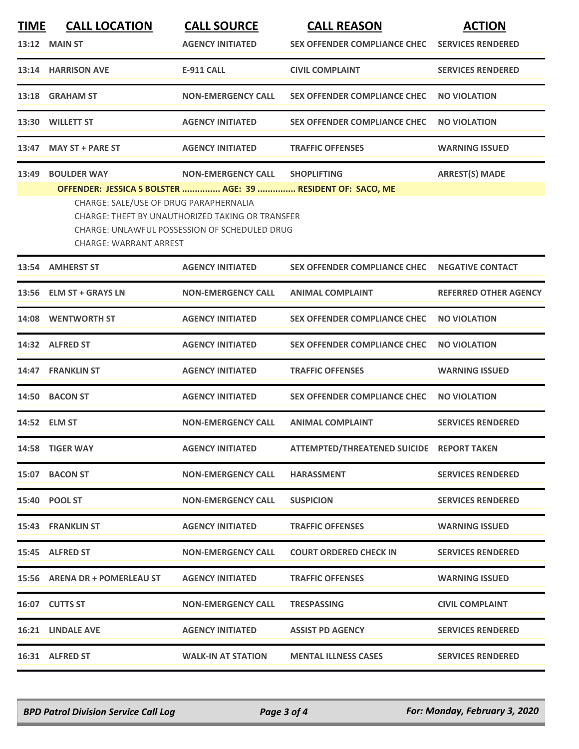| TIME | CALL LOCATION | CALL SOURCE | CALL REASON | ACTION |
| --- | --- | --- | --- | --- |
| 13:12 | MAIN ST | AGENCY INITIATED | SEX OFFENDER COMPLIANCE CHEC | SERVICES RENDERED |
| 13:14 | HARRISON AVE | E-911 CALL | CIVIL COMPLAINT | SERVICES RENDERED |
| 13:18 | GRAHAM ST | NON-EMERGENCY CALL | SEX OFFENDER COMPLIANCE CHEC | NO VIOLATION |
| 13:30 | WILLETT ST | AGENCY INITIATED | SEX OFFENDER COMPLIANCE CHEC | NO VIOLATION |
| 13:47 | MAY ST + PARE ST | AGENCY INITIATED | TRAFFIC OFFENSES | WARNING ISSUED |
| 13:49 | BOULDER WAY | NON-EMERGENCY CALL | SHOPLIFTING | ARREST(S) MADE |

**OFFENDER: JESSICA S BOLSTER ............... AGE: 39 ............... RESIDENT OF: SACO, ME**

CHARGE: SALE/USE OF DRUG PARAPHERNALIA
CHARGE: THEFT BY UNAUTHORIZED TAKING OR TRANSFER
CHARGE: UNLAWFUL POSSESSION OF SCHEDULED DRUG
CHARGE: WARRANT ARREST

| TIME | CALL LOCATION | CALL SOURCE | CALL REASON | ACTION |
| --- | --- | --- | --- | --- |
| 13:54 | AMHERST ST | AGENCY INITIATED | SEX OFFENDER COMPLIANCE CHEC | NEGATIVE CONTACT |
| 13:56 | ELM ST + GRAYS LN | NON-EMERGENCY CALL | ANIMAL COMPLAINT | REFERRED OTHER AGENCY |
| 14:08 | WENTWORTH ST | AGENCY INITIATED | SEX OFFENDER COMPLIANCE CHEC | NO VIOLATION |
| 14:32 | ALFRED ST | AGENCY INITIATED | SEX OFFENDER COMPLIANCE CHEC | NO VIOLATION |
| 14:47 | FRANKLIN ST | AGENCY INITIATED | TRAFFIC OFFENSES | WARNING ISSUED |
| 14:50 | BACON ST | AGENCY INITIATED | SEX OFFENDER COMPLIANCE CHEC | NO VIOLATION |
| 14:52 | ELM ST | NON-EMERGENCY CALL | ANIMAL COMPLAINT | SERVICES RENDERED |
| 14:58 | TIGER WAY | AGENCY INITIATED | ATTEMPTED/THREATENED SUICIDE | REPORT TAKEN |
| 15:07 | BACON ST | NON-EMERGENCY CALL | HARASSMENT | SERVICES RENDERED |
| 15:40 | POOL ST | NON-EMERGENCY CALL | SUSPICION | SERVICES RENDERED |
| 15:43 | FRANKLIN ST | AGENCY INITIATED | TRAFFIC OFFENSES | WARNING ISSUED |
| 15:45 | ALFRED ST | NON-EMERGENCY CALL | COURT ORDERED CHECK IN | SERVICES RENDERED |
| 15:56 | ARENA DR + POMERLEAU ST | AGENCY INITIATED | TRAFFIC OFFENSES | WARNING ISSUED |
| 16:07 | CUTTS ST | NON-EMERGENCY CALL | TRESPASSING | CIVIL COMPLAINT |
| 16:21 | LINDALE AVE | AGENCY INITIATED | ASSIST PD AGENCY | SERVICES RENDERED |
| 16:31 | ALFRED ST | WALK-IN AT STATION | MENTAL ILLNESS CASES | SERVICES RENDERED |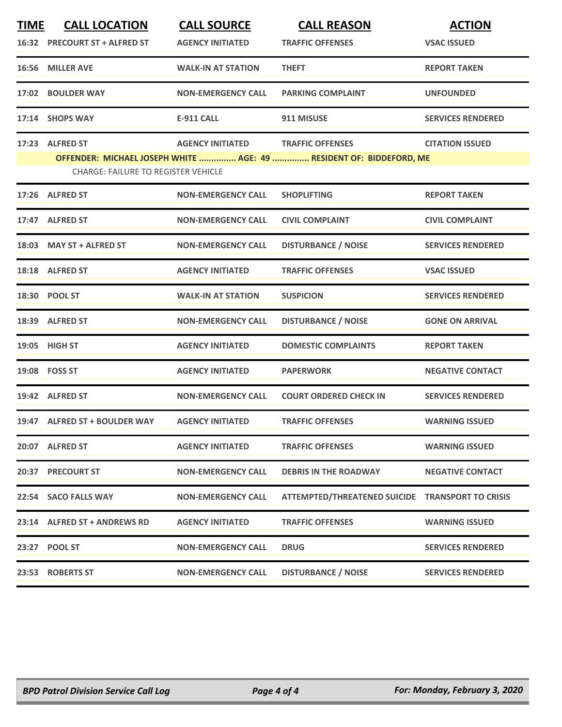| TIME | CALL LOCATION | CALL SOURCE | CALL REASON | ACTION |
|---|---|---|---|---|
| 16:32 | PRECOURT ST + ALFRED ST | AGENCY INITIATED | TRAFFIC OFFENSES | VSAC ISSUED |
| 16:56 | MILLER AVE | WALK-IN AT STATION | THEFT | REPORT TAKEN |
| 17:02 | BOULDER WAY | NON-EMERGENCY CALL | PARKING COMPLAINT | UNFOUNDED |
| 17:14 | SHOPS WAY | E-911 CALL | 911 MISUSE | SERVICES RENDERED |
| 17:23 | ALFRED ST | AGENCY INITIATED | TRAFFIC OFFENSES | CITATION ISSUED |
| | OFFENDER: MICHAEL JOSEPH WHITE ............... AGE: 49 ............... RESIDENT OF: BIDDEFORD, ME | | | |
| | CHARGE: FAILURE TO REGISTER VEHICLE | | | |
| 17:26 | ALFRED ST | NON-EMERGENCY CALL | SHOPLIFTING | REPORT TAKEN |
| 17:47 | ALFRED ST | NON-EMERGENCY CALL | CIVIL COMPLAINT | CIVIL COMPLAINT |
| 18:03 | MAY ST + ALFRED ST | NON-EMERGENCY CALL | DISTURBANCE / NOISE | SERVICES RENDERED |
| 18:18 | ALFRED ST | AGENCY INITIATED | TRAFFIC OFFENSES | VSAC ISSUED |
| 18:30 | POOL ST | WALK-IN AT STATION | SUSPICION | SERVICES RENDERED |
| 18:39 | ALFRED ST | NON-EMERGENCY CALL | DISTURBANCE / NOISE | GONE ON ARRIVAL |
| 19:05 | HIGH ST | AGENCY INITIATED | DOMESTIC COMPLAINTS | REPORT TAKEN |
| 19:08 | FOSS ST | AGENCY INITIATED | PAPERWORK | NEGATIVE CONTACT |
| 19:42 | ALFRED ST | NON-EMERGENCY CALL | COURT ORDERED CHECK IN | SERVICES RENDERED |
| 19:47 | ALFRED ST + BOULDER WAY | AGENCY INITIATED | TRAFFIC OFFENSES | WARNING ISSUED |
| 20:07 | ALFRED ST | AGENCY INITIATED | TRAFFIC OFFENSES | WARNING ISSUED |
| 20:37 | PRECOURT ST | NON-EMERGENCY CALL | DEBRIS IN THE ROADWAY | NEGATIVE CONTACT |
| 22:54 | SACO FALLS WAY | NON-EMERGENCY CALL | ATTEMPTED/THREATENED SUICIDE | TRANSPORT TO CRISIS |
| 23:14 | ALFRED ST + ANDREWS RD | AGENCY INITIATED | TRAFFIC OFFENSES | WARNING ISSUED |
| 23:27 | POOL ST | NON-EMERGENCY CALL | DRUG | SERVICES RENDERED |
| 23:53 | ROBERTS ST | NON-EMERGENCY CALL | DISTURBANCE / NOISE | SERVICES RENDERED |